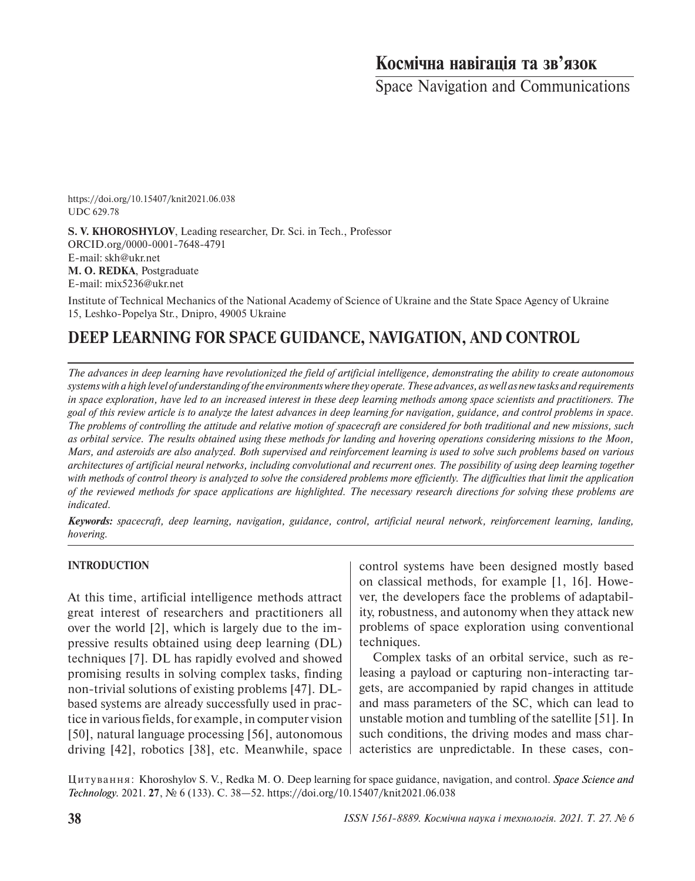Космічна навігація та зв'язок

Space Navigation and Communications

https://doi.org/10.15407/knit2021.06.038
UDC 629.78

**S. V. KHOROSHYLOV**, Leading researcher, Dr. Sci. in Tech., Professor
ORCID.org/0000-0001-7648-4791
E-mail: skh@ukr.net
**M. O. REDKA**, Postgraduate
E-mail: mix5236@ukr.net

Institute of Technical Mechanics of the National Academy of Science of Ukraine and the State Space Agency of Ukraine
15, Leshko-Popelya Str., Dnipro, 49005 Ukraine

# DEEP LEARNING FOR SPACE GUIDANCE, NAVIGATION, AND CONTROL

*The advances in deep learning have revolutionized the field of artificial intelligence, demonstrating the ability to create autonomous systems with a high level of understanding of the environments where they operate. These advances, as well as new tasks and requirements in space exploration, have led to an increased interest in these deep learning methods among space scientists and practitioners. The goal of this review article is to analyze the latest advances in deep learning for navigation, guidance, and control problems in space. The problems of controlling the attitude and relative motion of spacecraft are considered for both traditional and new missions, such as orbital service. The results obtained using these methods for landing and hovering operations considering missions to the Moon, Mars, and asteroids are also analyzed. Both supervised and reinforcement learning is used to solve such problems based on various architectures of artificial neural networks, including convolutional and recurrent ones. The possibility of using deep learning together with methods of control theory is analyzed to solve the considered problems more efficiently. The difficulties that limit the application of the reviewed methods for space applications are highlighted. The necessary research directions for solving these problems are indicated.*

***Keywords:*** *spacecraft, deep learning, navigation, guidance, control, artificial neural network, reinforcement learning, landing, hovering.*

## INTRODUCTION

At this time, artificial intelligence methods attract great interest of researchers and practitioners all over the world [2], which is largely due to the impressive results obtained using deep learning (DL) techniques [7]. DL has rapidly evolved and showed promising results in solving complex tasks, finding non-trivial solutions of existing problems [47]. DL-based systems are already successfully used in practice in various fields, for example, in computer vision [50], natural language processing [56], autonomous driving [42], robotics [38], etc. Meanwhile, space control systems have been designed mostly based on classical methods, for example [1, 16]. However, the developers face the problems of adaptability, robustness, and autonomy when they attack new problems of space exploration using conventional techniques.

Complex tasks of an orbital service, such as releasing a payload or capturing non-interacting targets, are accompanied by rapid changes in attitude and mass parameters of the SC, which can lead to unstable motion and tumbling of the satellite [51]. In such conditions, the driving modes and mass characteristics are unpredictable. In these cases, con-

Цитування: Khoroshylov S. V., Redka M. O. Deep learning for space guidance, navigation, and control. *Space Science and Technology.* 2021. **27**, № 6 (133). С. 38—52. https://doi.org/10.15407/knit2021.06.038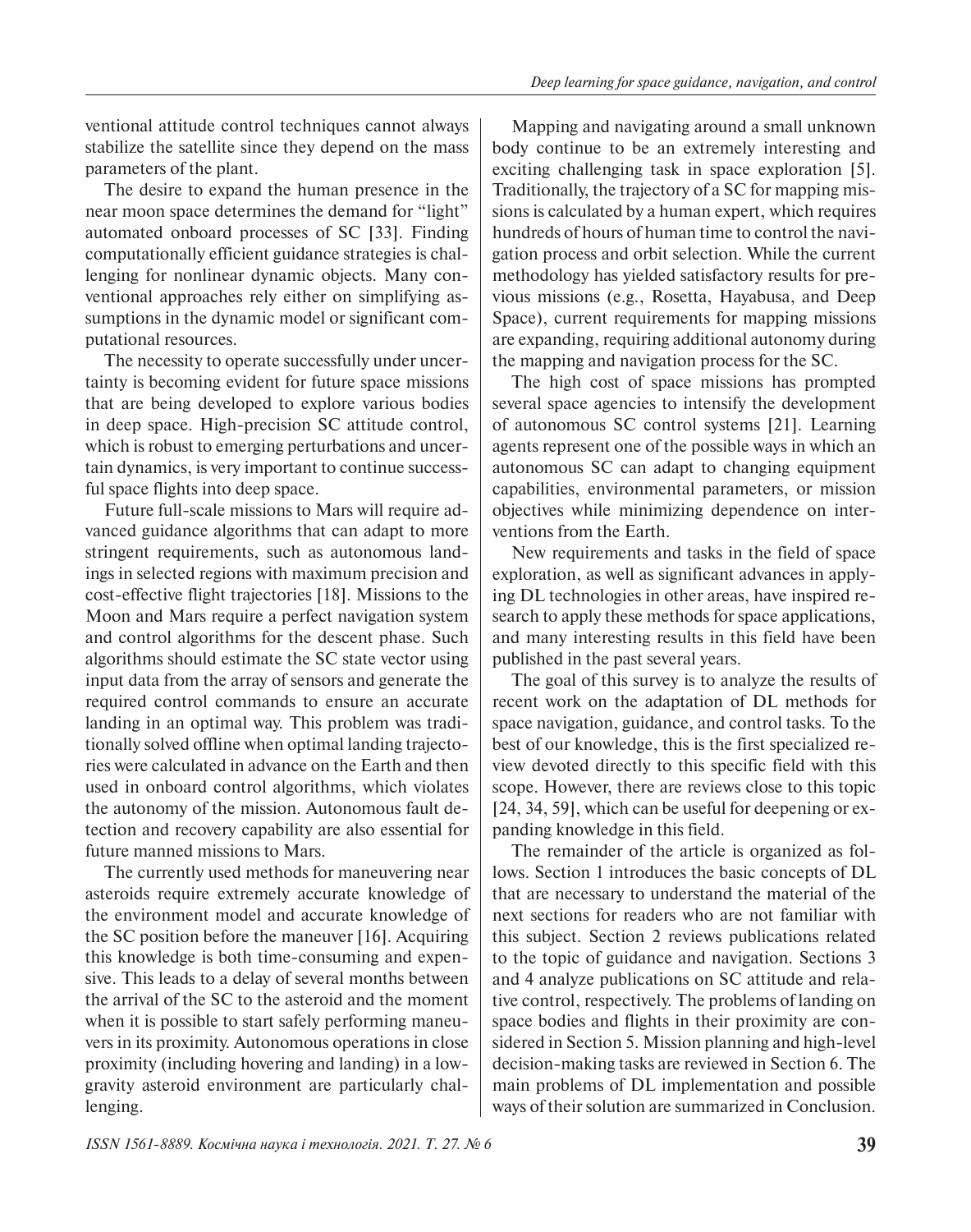ventional attitude control techniques cannot always stabilize the satellite since they depend on the mass parameters of the plant.

The desire to expand the human presence in the near moon space determines the demand for "light" automated onboard processes of SC [33]. Finding computationally efficient guidance strategies is challenging for nonlinear dynamic objects. Many conventional approaches rely either on simplifying assumptions in the dynamic model or significant computational resources.

The necessity to operate successfully under uncertainty is becoming evident for future space missions that are being developed to explore various bodies in deep space. High-precision SC attitude control, which is robust to emerging perturbations and uncertain dynamics, is very important to continue successful space flights into deep space.

Future full-scale missions to Mars will require advanced guidance algorithms that can adapt to more stringent requirements, such as autonomous landings in selected regions with maximum precision and cost-effective flight trajectories [18]. Missions to the Moon and Mars require a perfect navigation system and control algorithms for the descent phase. Such algorithms should estimate the SC state vector using input data from the array of sensors and generate the required control commands to ensure an accurate landing in an optimal way. This problem was traditionally solved offline when optimal landing trajectories were calculated in advance on the Earth and then used in onboard control algorithms, which violates the autonomy of the mission. Autonomous fault detection and recovery capability are also essential for future manned missions to Mars.

The currently used methods for maneuvering near asteroids require extremely accurate knowledge of the environment model and accurate knowledge of the SC position before the maneuver [16]. Acquiring this knowledge is both time-consuming and expensive. This leads to a delay of several months between the arrival of the SC to the asteroid and the moment when it is possible to start safely performing maneuvers in its proximity. Autonomous operations in close proximity (including hovering and landing) in a low-gravity asteroid environment are particularly challenging.

Mapping and navigating around a small unknown body continue to be an extremely interesting and exciting challenging task in space exploration [5]. Traditionally, the trajectory of a SC for mapping missions is calculated by a human expert, which requires hundreds of hours of human time to control the navigation process and orbit selection. While the current methodology has yielded satisfactory results for previous missions (e.g., Rosetta, Hayabusa, and Deep Space), current requirements for mapping missions are expanding, requiring additional autonomy during the mapping and navigation process for the SC.

The high cost of space missions has prompted several space agencies to intensify the development of autonomous SC control systems [21]. Learning agents represent one of the possible ways in which an autonomous SC can adapt to changing equipment capabilities, environmental parameters, or mission objectives while minimizing dependence on interventions from the Earth.

New requirements and tasks in the field of space exploration, as well as significant advances in applying DL technologies in other areas, have inspired research to apply these methods for space applications, and many interesting results in this field have been published in the past several years.

The goal of this survey is to analyze the results of recent work on the adaptation of DL methods for space navigation, guidance, and control tasks. To the best of our knowledge, this is the first specialized review devoted directly to this specific field with this scope. However, there are reviews close to this topic [24, 34, 59], which can be useful for deepening or expanding knowledge in this field.

The remainder of the article is organized as follows. Section 1 introduces the basic concepts of DL that are necessary to understand the material of the next sections for readers who are not familiar with this subject. Section 2 reviews publications related to the topic of guidance and navigation. Sections 3 and 4 analyze publications on SC attitude and relative control, respectively. The problems of landing on space bodies and flights in their proximity are considered in Section 5. Mission planning and high-level decision-making tasks are reviewed in Section 6. The main problems of DL implementation and possible ways of their solution are summarized in Conclusion.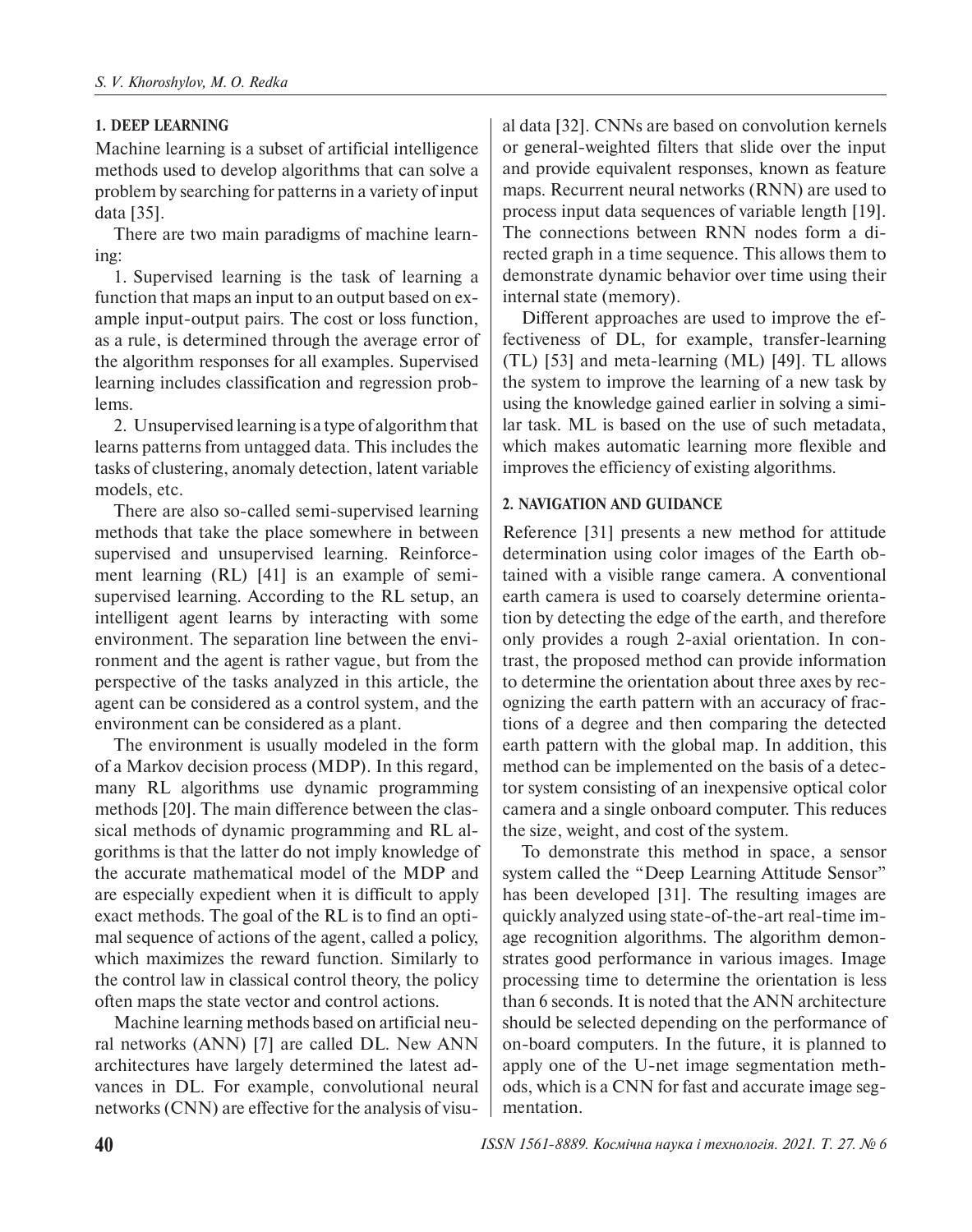## 1. DEEP LEARNING

Machine learning is a subset of artificial intelligence methods used to develop algorithms that can solve a problem by searching for patterns in a variety of input data [35].

There are two main paradigms of machine learning:

1. Supervised learning is the task of learning a function that maps an input to an output based on example input-output pairs. The cost or loss function, as a rule, is determined through the average error of the algorithm responses for all examples. Supervised learning includes classification and regression problems.

2. Unsupervised learning is a type of algorithm that learns patterns from untagged data. This includes the tasks of clustering, anomaly detection, latent variable models, etc.

There are also so-called semi-supervised learning methods that take the place somewhere in between supervised and unsupervised learning. Reinforcement learning (RL) [41] is an example of semi-supervised learning. According to the RL setup, an intelligent agent learns by interacting with some environment. The separation line between the environment and the agent is rather vague, but from the perspective of the tasks analyzed in this article, the agent can be considered as a control system, and the environment can be considered as a plant.

The environment is usually modeled in the form of a Markov decision process (MDP). In this regard, many RL algorithms use dynamic programming methods [20]. The main difference between the classical methods of dynamic programming and RL algorithms is that the latter do not imply knowledge of the accurate mathematical model of the MDP and are especially expedient when it is difficult to apply exact methods. The goal of the RL is to find an optimal sequence of actions of the agent, called a policy, which maximizes the reward function. Similarly to the control law in classical control theory, the policy often maps the state vector and control actions.

Machine learning methods based on artificial neural networks (ANN) [7] are called DL. New ANN architectures have largely determined the latest advances in DL. For example, convolutional neural networks (CNN) are effective for the analysis of visual data [32]. CNNs are based on convolution kernels or general-weighted filters that slide over the input and provide equivalent responses, known as feature maps. Recurrent neural networks (RNN) are used to process input data sequences of variable length [19]. The connections between RNN nodes form a directed graph in a time sequence. This allows them to demonstrate dynamic behavior over time using their internal state (memory).

Different approaches are used to improve the effectiveness of DL, for example, transfer-learning (TL) [53] and meta-learning (ML) [49]. TL allows the system to improve the learning of a new task by using the knowledge gained earlier in solving a similar task. ML is based on the use of such metadata, which makes automatic learning more flexible and improves the efficiency of existing algorithms.

## 2. NAVIGATION AND GUIDANCE

Reference [31] presents a new method for attitude determination using color images of the Earth obtained with a visible range camera. A conventional earth camera is used to coarsely determine orientation by detecting the edge of the earth, and therefore only provides a rough 2-axial orientation. In contrast, the proposed method can provide information to determine the orientation about three axes by recognizing the earth pattern with an accuracy of fractions of a degree and then comparing the detected earth pattern with the global map. In addition, this method can be implemented on the basis of a detector system consisting of an inexpensive optical color camera and a single onboard computer. This reduces the size, weight, and cost of the system.

To demonstrate this method in space, a sensor system called the "Deep Learning Attitude Sensor" has been developed [31]. The resulting images are quickly analyzed using state-of-the-art real-time image recognition algorithms. The algorithm demonstrates good performance in various images. Image processing time to determine the orientation is less than 6 seconds. It is noted that the ANN architecture should be selected depending on the performance of on-board computers. In the future, it is planned to apply one of the U-net image segmentation methods, which is a CNN for fast and accurate image segmentation.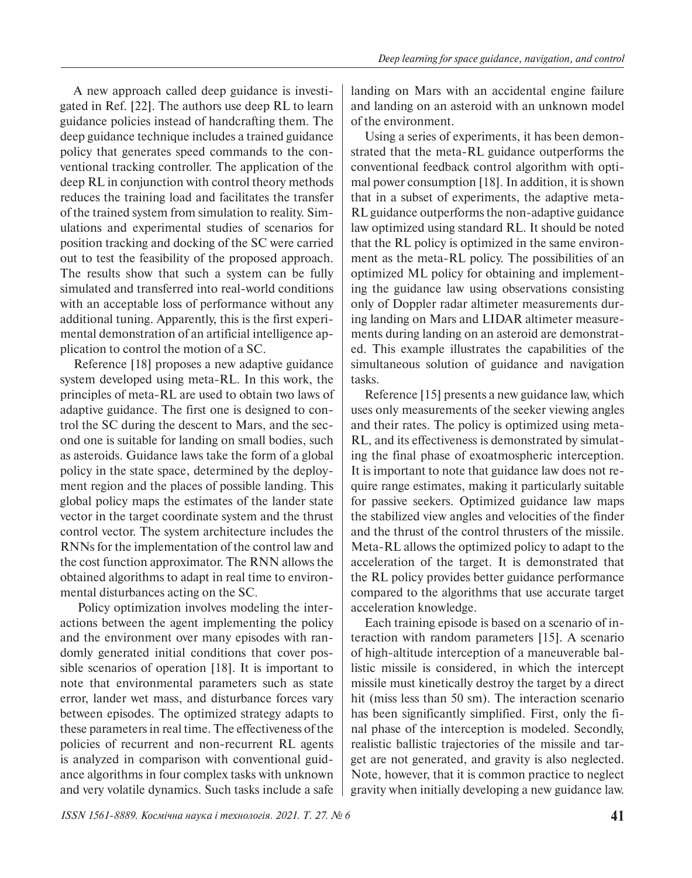A new approach called deep guidance is investigated in Ref. [22]. The authors use deep RL to learn guidance policies instead of handcrafting them. The deep guidance technique includes a trained guidance policy that generates speed commands to the conventional tracking controller. The application of the deep RL in conjunction with control theory methods reduces the training load and facilitates the transfer of the trained system from simulation to reality. Simulations and experimental studies of scenarios for position tracking and docking of the SC were carried out to test the feasibility of the proposed approach. The results show that such a system can be fully simulated and transferred into real-world conditions with an acceptable loss of performance without any additional tuning. Apparently, this is the first experimental demonstration of an artificial intelligence application to control the motion of a SC.

Reference [18] proposes a new adaptive guidance system developed using meta-RL. In this work, the principles of meta-RL are used to obtain two laws of adaptive guidance. The first one is designed to control the SC during the descent to Mars, and the second one is suitable for landing on small bodies, such as asteroids. Guidance laws take the form of a global policy in the state space, determined by the deployment region and the places of possible landing. This global policy maps the estimates of the lander state vector in the target coordinate system and the thrust control vector. The system architecture includes the RNNs for the implementation of the control law and the cost function approximator. The RNN allows the obtained algorithms to adapt in real time to environmental disturbances acting on the SC.

Policy optimization involves modeling the interactions between the agent implementing the policy and the environment over many episodes with randomly generated initial conditions that cover possible scenarios of operation [18]. It is important to note that environmental parameters such as state error, lander wet mass, and disturbance forces vary between episodes. The optimized strategy adapts to these parameters in real time. The effectiveness of the policies of recurrent and non-recurrent RL agents is analyzed in comparison with conventional guidance algorithms in four complex tasks with unknown and very volatile dynamics. Such tasks include a safe landing on Mars with an accidental engine failure and landing on an asteroid with an unknown model of the environment.

Using a series of experiments, it has been demonstrated that the meta-RL guidance outperforms the conventional feedback control algorithm with optimal power consumption [18]. In addition, it is shown that in a subset of experiments, the adaptive meta-RL guidance outperforms the non-adaptive guidance law optimized using standard RL. It should be noted that the RL policy is optimized in the same environment as the meta-RL policy. The possibilities of an optimized ML policy for obtaining and implementing the guidance law using observations consisting only of Doppler radar altimeter measurements during landing on Mars and LIDAR altimeter measurements during landing on an asteroid are demonstrated. This example illustrates the capabilities of the simultaneous solution of guidance and navigation tasks.

Reference [15] presents a new guidance law, which uses only measurements of the seeker viewing angles and their rates. The policy is optimized using meta-RL, and its effectiveness is demonstrated by simulating the final phase of exoatmospheric interception. It is important to note that guidance law does not require range estimates, making it particularly suitable for passive seekers. Optimized guidance law maps the stabilized view angles and velocities of the finder and the thrust of the control thrusters of the missile. Meta-RL allows the optimized policy to adapt to the acceleration of the target. It is demonstrated that the RL policy provides better guidance performance compared to the algorithms that use accurate target acceleration knowledge.

Each training episode is based on a scenario of interaction with random parameters [15]. A scenario of high-altitude interception of a maneuverable ballistic missile is considered, in which the intercept missile must kinetically destroy the target by a direct hit (miss less than 50 sm). The interaction scenario has been significantly simplified. First, only the final phase of the interception is modeled. Secondly, realistic ballistic trajectories of the missile and target are not generated, and gravity is also neglected. Note, however, that it is common practice to neglect gravity when initially developing a new guidance law.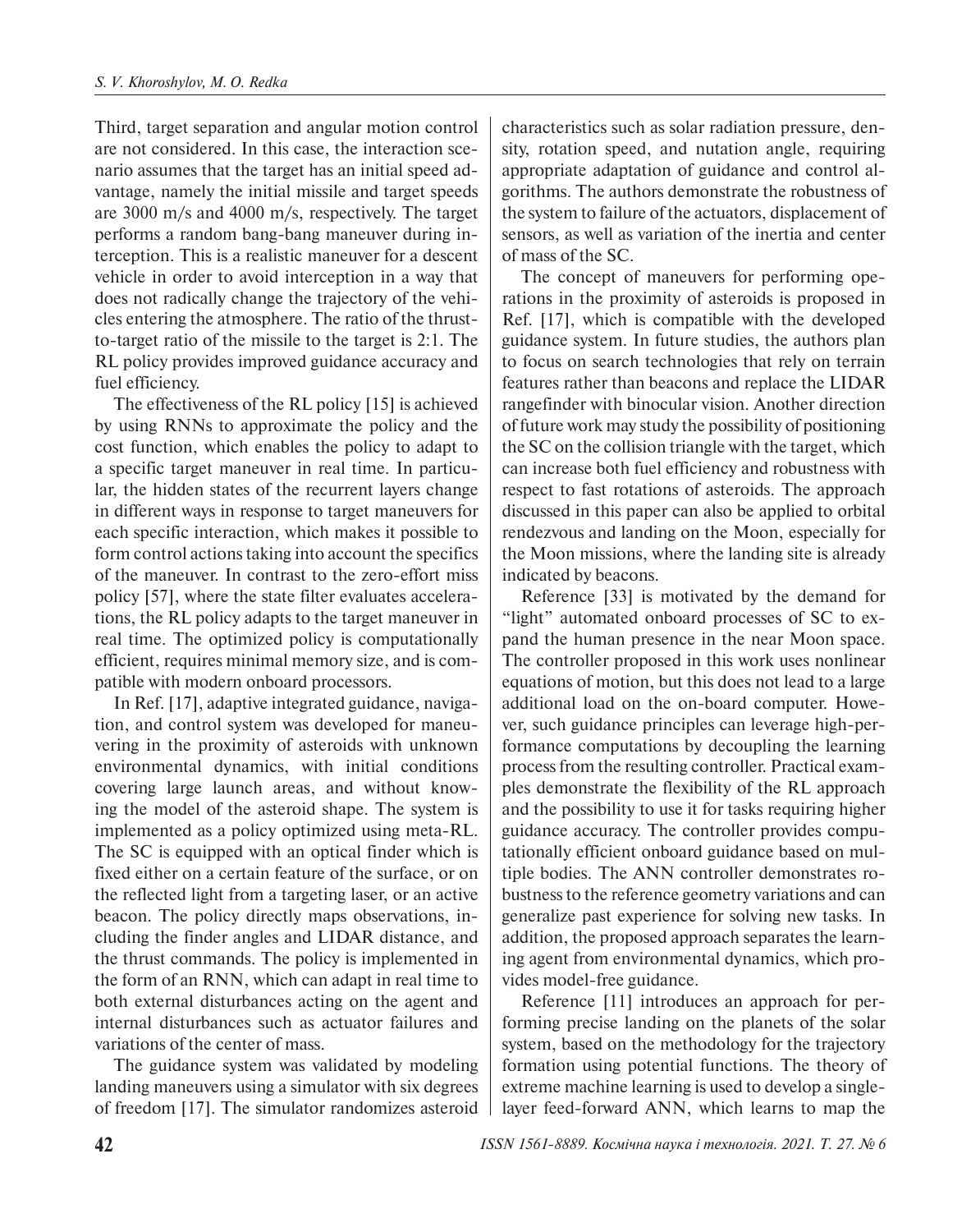Third, target separation and angular motion control are not considered. In this case, the interaction scenario assumes that the target has an initial speed advantage, namely the initial missile and target speeds are 3000 m/s and 4000 m/s, respectively. The target performs a random bang-bang maneuver during interception. This is a realistic maneuver for a descent vehicle in order to avoid interception in a way that does not radically change the trajectory of the vehicles entering the atmosphere. The ratio of the thrust-to-target ratio of the missile to the target is 2:1. The RL policy provides improved guidance accuracy and fuel efficiency.

The effectiveness of the RL policy [15] is achieved by using RNNs to approximate the policy and the cost function, which enables the policy to adapt to a specific target maneuver in real time. In particular, the hidden states of the recurrent layers change in different ways in response to target maneuvers for each specific interaction, which makes it possible to form control actions taking into account the specifics of the maneuver. In contrast to the zero-effort miss policy [57], where the state filter evaluates accelerations, the RL policy adapts to the target maneuver in real time. The optimized policy is computationally efficient, requires minimal memory size, and is compatible with modern onboard processors.

In Ref. [17], adaptive integrated guidance, navigation, and control system was developed for maneuvering in the proximity of asteroids with unknown environmental dynamics, with initial conditions covering large launch areas, and without knowing the model of the asteroid shape. The system is implemented as a policy optimized using meta-RL. The SC is equipped with an optical finder which is fixed either on a certain feature of the surface, or on the reflected light from a targeting laser, or an active beacon. The policy directly maps observations, including the finder angles and LIDAR distance, and the thrust commands. The policy is implemented in the form of an RNN, which can adapt in real time to both external disturbances acting on the agent and internal disturbances such as actuator failures and variations of the center of mass.

The guidance system was validated by modeling landing maneuvers using a simulator with six degrees of freedom [17]. The simulator randomizes asteroid characteristics such as solar radiation pressure, density, rotation speed, and nutation angle, requiring appropriate adaptation of guidance and control algorithms. The authors demonstrate the robustness of the system to failure of the actuators, displacement of sensors, as well as variation of the inertia and center of mass of the SC.

The concept of maneuvers for performing operations in the proximity of asteroids is proposed in Ref. [17], which is compatible with the developed guidance system. In future studies, the authors plan to focus on search technologies that rely on terrain features rather than beacons and replace the LIDAR rangefinder with binocular vision. Another direction of future work may study the possibility of positioning the SC on the collision triangle with the target, which can increase both fuel efficiency and robustness with respect to fast rotations of asteroids. The approach discussed in this paper can also be applied to orbital rendezvous and landing on the Moon, especially for the Moon missions, where the landing site is already indicated by beacons.

Reference [33] is motivated by the demand for "light" automated onboard processes of SC to expand the human presence in the near Moon space. The controller proposed in this work uses nonlinear equations of motion, but this does not lead to a large additional load on the on-board computer. However, such guidance principles can leverage high-performance computations by decoupling the learning process from the resulting controller. Practical examples demonstrate the flexibility of the RL approach and the possibility to use it for tasks requiring higher guidance accuracy. The controller provides computationally efficient onboard guidance based on multiple bodies. The ANN controller demonstrates robustness to the reference geometry variations and can generalize past experience for solving new tasks. In addition, the proposed approach separates the learning agent from environmental dynamics, which provides model-free guidance.

Reference [11] introduces an approach for performing precise landing on the planets of the solar system, based on the methodology for the trajectory formation using potential functions. The theory of extreme machine learning is used to develop a single-layer feed-forward ANN, which learns to map the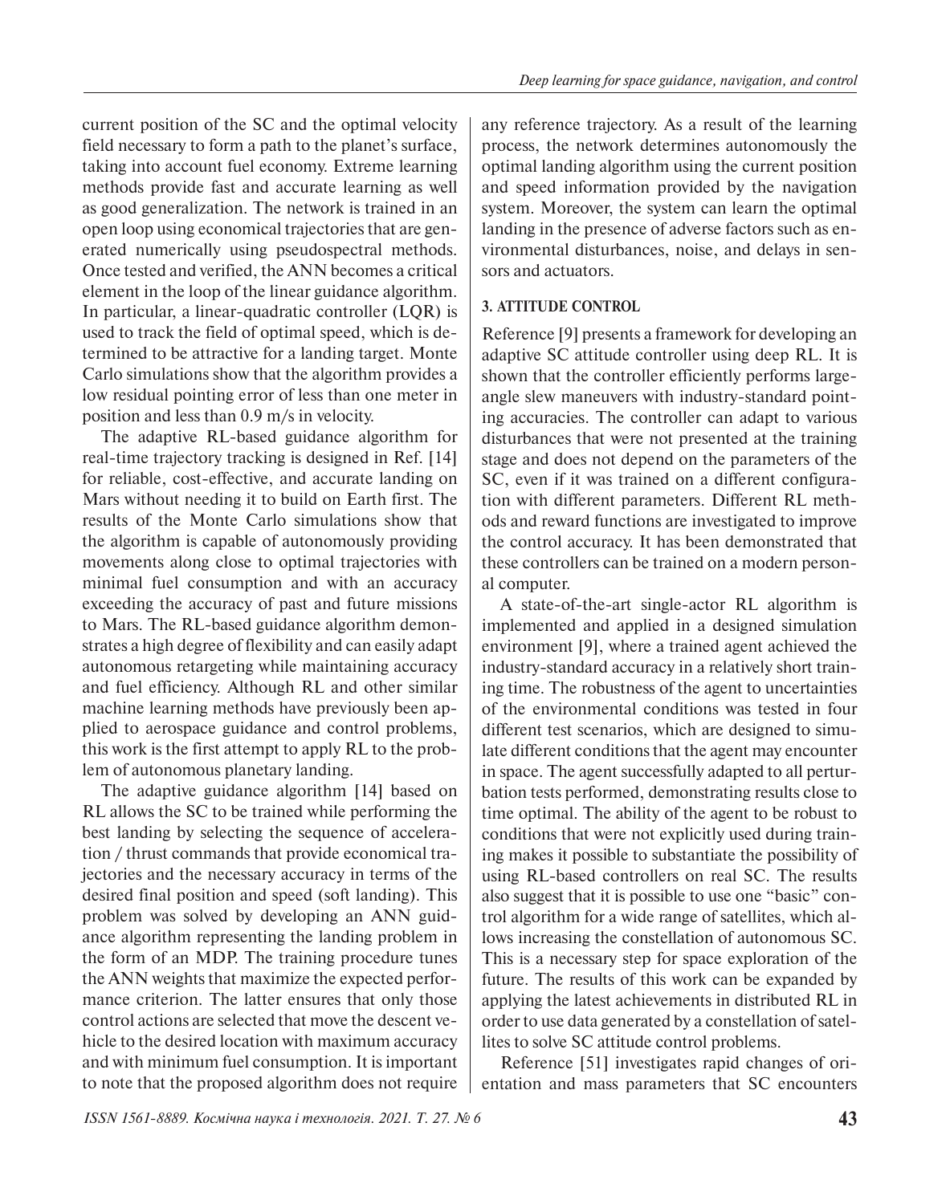current position of the SC and the optimal velocity field necessary to form a path to the planet's surface, taking into account fuel economy. Extreme learning methods provide fast and accurate learning as well as good generalization. The network is trained in an open loop using economical trajectories that are generated numerically using pseudospectral methods. Once tested and verified, the ANN becomes a critical element in the loop of the linear guidance algorithm. In particular, a linear-quadratic controller (LQR) is used to track the field of optimal speed, which is determined to be attractive for a landing target. Monte Carlo simulations show that the algorithm provides a low residual pointing error of less than one meter in position and less than 0.9 m/s in velocity.

The adaptive RL-based guidance algorithm for real-time trajectory tracking is designed in Ref. [14] for reliable, cost-effective, and accurate landing on Mars without needing it to build on Earth first. The results of the Monte Carlo simulations show that the algorithm is capable of autonomously providing movements along close to optimal trajectories with minimal fuel consumption and with an accuracy exceeding the accuracy of past and future missions to Mars. The RL-based guidance algorithm demonstrates a high degree of flexibility and can easily adapt autonomous retargeting while maintaining accuracy and fuel efficiency. Although RL and other similar machine learning methods have previously been applied to aerospace guidance and control problems, this work is the first attempt to apply RL to the problem of autonomous planetary landing.

The adaptive guidance algorithm [14] based on RL allows the SC to be trained while performing the best landing by selecting the sequence of acceleration / thrust commands that provide economical trajectories and the necessary accuracy in terms of the desired final position and speed (soft landing). This problem was solved by developing an ANN guidance algorithm representing the landing problem in the form of an MDP. The training procedure tunes the ANN weights that maximize the expected performance criterion. The latter ensures that only those control actions are selected that move the descent vehicle to the desired location with maximum accuracy and with minimum fuel consumption. It is important to note that the proposed algorithm does not require any reference trajectory. As a result of the learning process, the network determines autonomously the optimal landing algorithm using the current position and speed information provided by the navigation system. Moreover, the system can learn the optimal landing in the presence of adverse factors such as environmental disturbances, noise, and delays in sensors and actuators.

## 3. ATTITUDE CONTROL

Reference [9] presents a framework for developing an adaptive SC attitude controller using deep RL. It is shown that the controller efficiently performs large-angle slew maneuvers with industry-standard pointing accuracies. The controller can adapt to various disturbances that were not presented at the training stage and does not depend on the parameters of the SC, even if it was trained on a different configuration with different parameters. Different RL methods and reward functions are investigated to improve the control accuracy. It has been demonstrated that these controllers can be trained on a modern personal computer.

A state-of-the-art single-actor RL algorithm is implemented and applied in a designed simulation environment [9], where a trained agent achieved the industry-standard accuracy in a relatively short training time. The robustness of the agent to uncertainties of the environmental conditions was tested in four different test scenarios, which are designed to simulate different conditions that the agent may encounter in space. The agent successfully adapted to all perturbation tests performed, demonstrating results close to time optimal. The ability of the agent to be robust to conditions that were not explicitly used during training makes it possible to substantiate the possibility of using RL-based controllers on real SC. The results also suggest that it is possible to use one "basic" control algorithm for a wide range of satellites, which allows increasing the constellation of autonomous SC. This is a necessary step for space exploration of the future. The results of this work can be expanded by applying the latest achievements in distributed RL in order to use data generated by a constellation of satellites to solve SC attitude control problems.

Reference [51] investigates rapid changes of orientation and mass parameters that SC encounters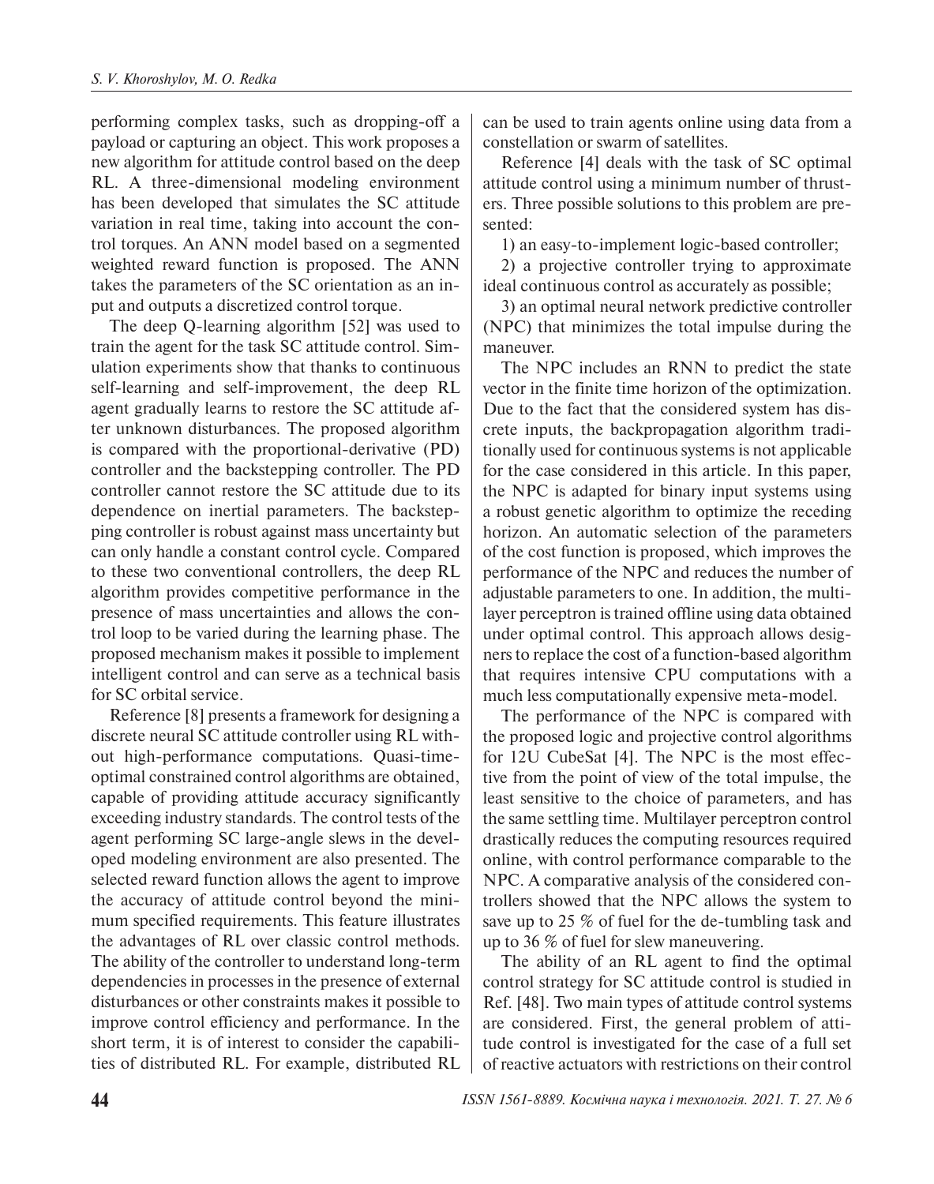performing complex tasks, such as dropping-off a payload or capturing an object. This work proposes a new algorithm for attitude control based on the deep RL. A three-dimensional modeling environment has been developed that simulates the SC attitude variation in real time, taking into account the control torques. An ANN model based on a segmented weighted reward function is proposed. The ANN takes the parameters of the SC orientation as an input and outputs a discretized control torque.

The deep Q-learning algorithm [52] was used to train the agent for the task SC attitude control. Simulation experiments show that thanks to continuous self-learning and self-improvement, the deep RL agent gradually learns to restore the SC attitude after unknown disturbances. The proposed algorithm is compared with the proportional-derivative (PD) controller and the backstepping controller. The PD controller cannot restore the SC attitude due to its dependence on inertial parameters. The backstepping controller is robust against mass uncertainty but can only handle a constant control cycle. Compared to these two conventional controllers, the deep RL algorithm provides competitive performance in the presence of mass uncertainties and allows the control loop to be varied during the learning phase. The proposed mechanism makes it possible to implement intelligent control and can serve as a technical basis for SC orbital service.

Reference [8] presents a framework for designing a discrete neural SC attitude controller using RL without high-performance computations. Quasi-time-optimal constrained control algorithms are obtained, capable of providing attitude accuracy significantly exceeding industry standards. The control tests of the agent performing SC large-angle slews in the developed modeling environment are also presented. The selected reward function allows the agent to improve the accuracy of attitude control beyond the minimum specified requirements. This feature illustrates the advantages of RL over classic control methods. The ability of the controller to understand long-term dependencies in processes in the presence of external disturbances or other constraints makes it possible to improve control efficiency and performance. In the short term, it is of interest to consider the capabilities of distributed RL. For example, distributed RL can be used to train agents online using data from a constellation or swarm of satellites.

Reference [4] deals with the task of SC optimal attitude control using a minimum number of thrusters. Three possible solutions to this problem are presented:

1) an easy-to-implement logic-based controller;

2) a projective controller trying to approximate ideal continuous control as accurately as possible;

3) an optimal neural network predictive controller (NPC) that minimizes the total impulse during the maneuver.

The NPC includes an RNN to predict the state vector in the finite time horizon of the optimization. Due to the fact that the considered system has discrete inputs, the backpropagation algorithm traditionally used for continuous systems is not applicable for the case considered in this article. In this paper, the NPC is adapted for binary input systems using a robust genetic algorithm to optimize the receding horizon. An automatic selection of the parameters of the cost function is proposed, which improves the performance of the NPC and reduces the number of adjustable parameters to one. In addition, the multilayer perceptron is trained offline using data obtained under optimal control. This approach allows designers to replace the cost of a function-based algorithm that requires intensive CPU computations with a much less computationally expensive meta-model.

The performance of the NPC is compared with the proposed logic and projective control algorithms for 12U CubeSat [4]. The NPC is the most effective from the point of view of the total impulse, the least sensitive to the choice of parameters, and has the same settling time. Multilayer perceptron control drastically reduces the computing resources required online, with control performance comparable to the NPC. A comparative analysis of the considered controllers showed that the NPC allows the system to save up to 25 % of fuel for the de-tumbling task and up to 36 % of fuel for slew maneuvering.

The ability of an RL agent to find the optimal control strategy for SC attitude control is studied in Ref. [48]. Two main types of attitude control systems are considered. First, the general problem of attitude control is investigated for the case of a full set of reactive actuators with restrictions on their control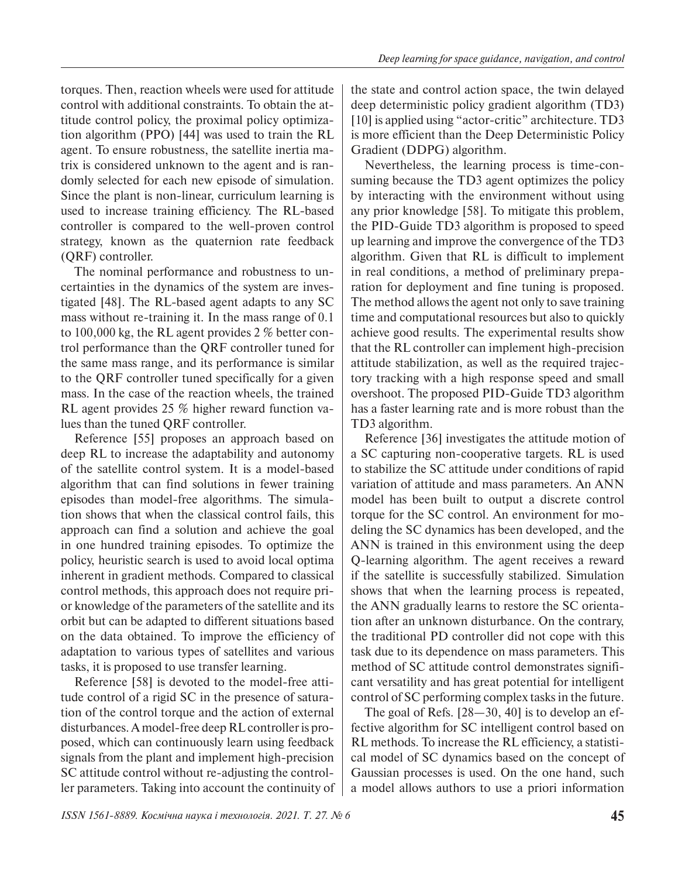torques. Then, reaction wheels were used for attitude control with additional constraints. To obtain the attitude control policy, the proximal policy optimization algorithm (PPO) [44] was used to train the RL agent. To ensure robustness, the satellite inertia matrix is considered unknown to the agent and is randomly selected for each new episode of simulation. Since the plant is non-linear, curriculum learning is used to increase training efficiency. The RL-based controller is compared to the well-proven control strategy, known as the quaternion rate feedback (QRF) controller.

The nominal performance and robustness to uncertainties in the dynamics of the system are investigated [48]. The RL-based agent adapts to any SC mass without re-training it. In the mass range of 0.1 to 100,000 kg, the RL agent provides 2 % better control performance than the QRF controller tuned for the same mass range, and its performance is similar to the QRF controller tuned specifically for a given mass. In the case of the reaction wheels, the trained RL agent provides 25 % higher reward function values than the tuned QRF controller.

Reference [55] proposes an approach based on deep RL to increase the adaptability and autonomy of the satellite control system. It is a model-based algorithm that can find solutions in fewer training episodes than model-free algorithms. The simulation shows that when the classical control fails, this approach can find a solution and achieve the goal in one hundred training episodes. To optimize the policy, heuristic search is used to avoid local optima inherent in gradient methods. Compared to classical control methods, this approach does not require prior knowledge of the parameters of the satellite and its orbit but can be adapted to different situations based on the data obtained. To improve the efficiency of adaptation to various types of satellites and various tasks, it is proposed to use transfer learning.

Reference [58] is devoted to the model-free attitude control of a rigid SC in the presence of saturation of the control torque and the action of external disturbances. A model-free deep RL controller is proposed, which can continuously learn using feedback signals from the plant and implement high-precision SC attitude control without re-adjusting the controller parameters. Taking into account the continuity of the state and control action space, the twin delayed deep deterministic policy gradient algorithm (TD3) [10] is applied using "actor-critic" architecture. TD3 is more efficient than the Deep Deterministic Policy Gradient (DDPG) algorithm.

Nevertheless, the learning process is time-consuming because the TD3 agent optimizes the policy by interacting with the environment without using any prior knowledge [58]. To mitigate this problem, the PID-Guide TD3 algorithm is proposed to speed up learning and improve the convergence of the TD3 algorithm. Given that RL is difficult to implement in real conditions, a method of preliminary preparation for deployment and fine tuning is proposed. The method allows the agent not only to save training time and computational resources but also to quickly achieve good results. The experimental results show that the RL controller can implement high-precision attitude stabilization, as well as the required trajectory tracking with a high response speed and small overshoot. The proposed PID-Guide TD3 algorithm has a faster learning rate and is more robust than the TD3 algorithm.

Reference [36] investigates the attitude motion of a SC capturing non-cooperative targets. RL is used to stabilize the SC attitude under conditions of rapid variation of attitude and mass parameters. An ANN model has been built to output a discrete control torque for the SC control. An environment for modeling the SC dynamics has been developed, and the ANN is trained in this environment using the deep Q-learning algorithm. The agent receives a reward if the satellite is successfully stabilized. Simulation shows that when the learning process is repeated, the ANN gradually learns to restore the SC orientation after an unknown disturbance. On the contrary, the traditional PD controller did not cope with this task due to its dependence on mass parameters. This method of SC attitude control demonstrates significant versatility and has great potential for intelligent control of SC performing complex tasks in the future.

The goal of Refs. [28—30, 40] is to develop an effective algorithm for SC intelligent control based on RL methods. To increase the RL efficiency, a statistical model of SC dynamics based on the concept of Gaussian processes is used. On the one hand, such a model allows authors to use a priori information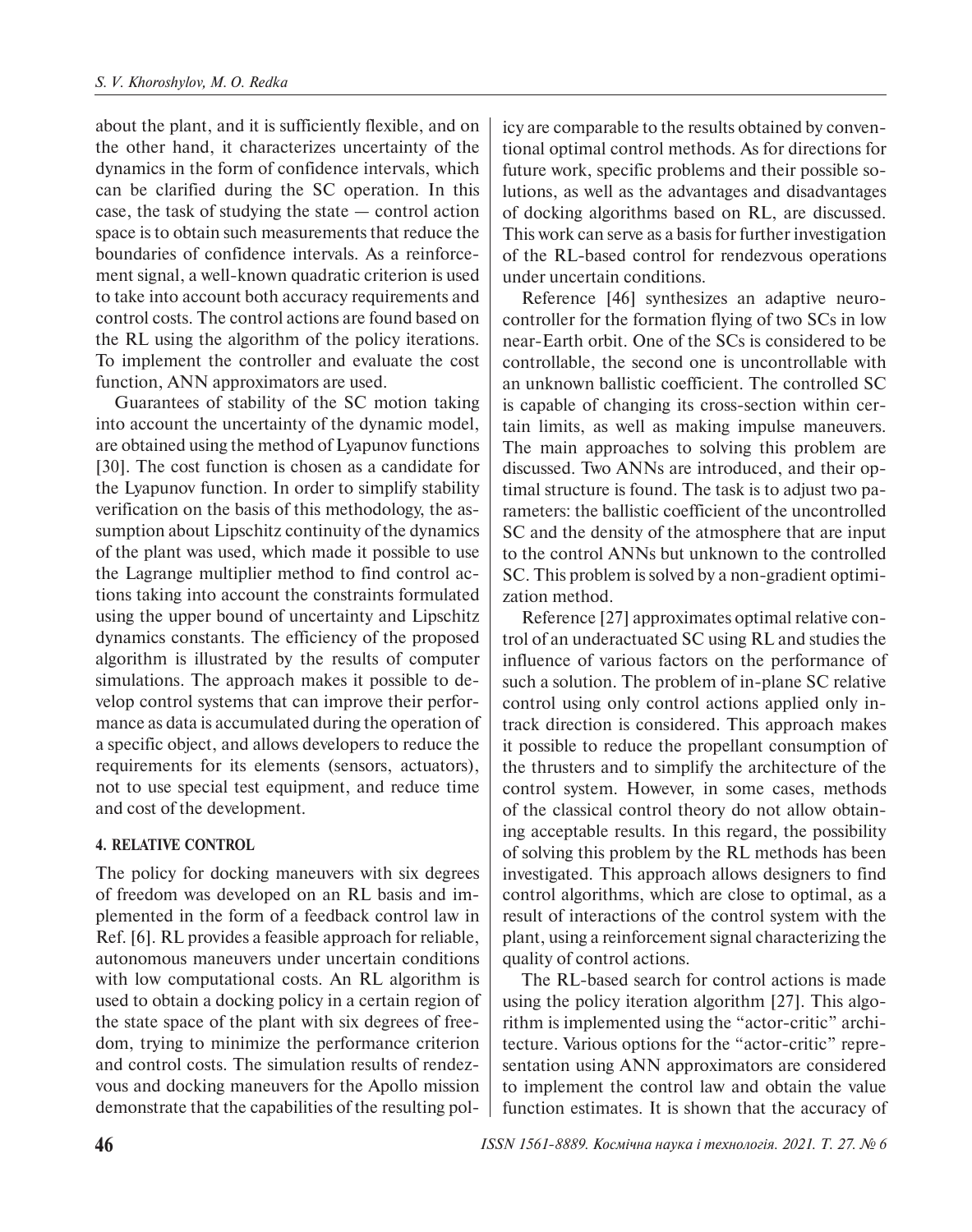about the plant, and it is sufficiently flexible, and on the other hand, it characterizes uncertainty of the dynamics in the form of confidence intervals, which can be clarified during the SC operation. In this case, the task of studying the state — control action space is to obtain such measurements that reduce the boundaries of confidence intervals. As a reinforcement signal, a well-known quadratic criterion is used to take into account both accuracy requirements and control costs. The control actions are found based on the RL using the algorithm of the policy iterations. To implement the controller and evaluate the cost function, ANN approximators are used.

Guarantees of stability of the SC motion taking into account the uncertainty of the dynamic model, are obtained using the method of Lyapunov functions [30]. The cost function is chosen as a candidate for the Lyapunov function. In order to simplify stability verification on the basis of this methodology, the assumption about Lipschitz continuity of the dynamics of the plant was used, which made it possible to use the Lagrange multiplier method to find control actions taking into account the constraints formulated using the upper bound of uncertainty and Lipschitz dynamics constants. The efficiency of the proposed algorithm is illustrated by the results of computer simulations. The approach makes it possible to develop control systems that can improve their performance as data is accumulated during the operation of a specific object, and allows developers to reduce the requirements for its elements (sensors, actuators), not to use special test equipment, and reduce time and cost of the development.

## 4. RELATIVE CONTROL

The policy for docking maneuvers with six degrees of freedom was developed on an RL basis and implemented in the form of a feedback control law in Ref. [6]. RL provides a feasible approach for reliable, autonomous maneuvers under uncertain conditions with low computational costs. An RL algorithm is used to obtain a docking policy in a certain region of the state space of the plant with six degrees of freedom, trying to minimize the performance criterion and control costs. The simulation results of rendezvous and docking maneuvers for the Apollo mission demonstrate that the capabilities of the resulting policy are comparable to the results obtained by conventional optimal control methods. As for directions for future work, specific problems and their possible solutions, as well as the advantages and disadvantages of docking algorithms based on RL, are discussed. This work can serve as a basis for further investigation of the RL-based control for rendezvous operations under uncertain conditions.

Reference [46] synthesizes an adaptive neurocontroller for the formation flying of two SCs in low near-Earth orbit. One of the SCs is considered to be controllable, the second one is uncontrollable with an unknown ballistic coefficient. The controlled SC is capable of changing its cross-section within certain limits, as well as making impulse maneuvers. The main approaches to solving this problem are discussed. Two ANNs are introduced, and their optimal structure is found. The task is to adjust two parameters: the ballistic coefficient of the uncontrolled SC and the density of the atmosphere that are input to the control ANNs but unknown to the controlled SC. This problem is solved by a non-gradient optimization method.

Reference [27] approximates optimal relative control of an underactuated SC using RL and studies the influence of various factors on the performance of such a solution. The problem of in-plane SC relative control using only control actions applied only in-track direction is considered. This approach makes it possible to reduce the propellant consumption of the thrusters and to simplify the architecture of the control system. However, in some cases, methods of the classical control theory do not allow obtaining acceptable results. In this regard, the possibility of solving this problem by the RL methods has been investigated. This approach allows designers to find control algorithms, which are close to optimal, as a result of interactions of the control system with the plant, using a reinforcement signal characterizing the quality of control actions.

The RL-based search for control actions is made using the policy iteration algorithm [27]. This algorithm is implemented using the “actor-critic” architecture. Various options for the “actor-critic” representation using ANN approximators are considered to implement the control law and obtain the value function estimates. It is shown that the accuracy of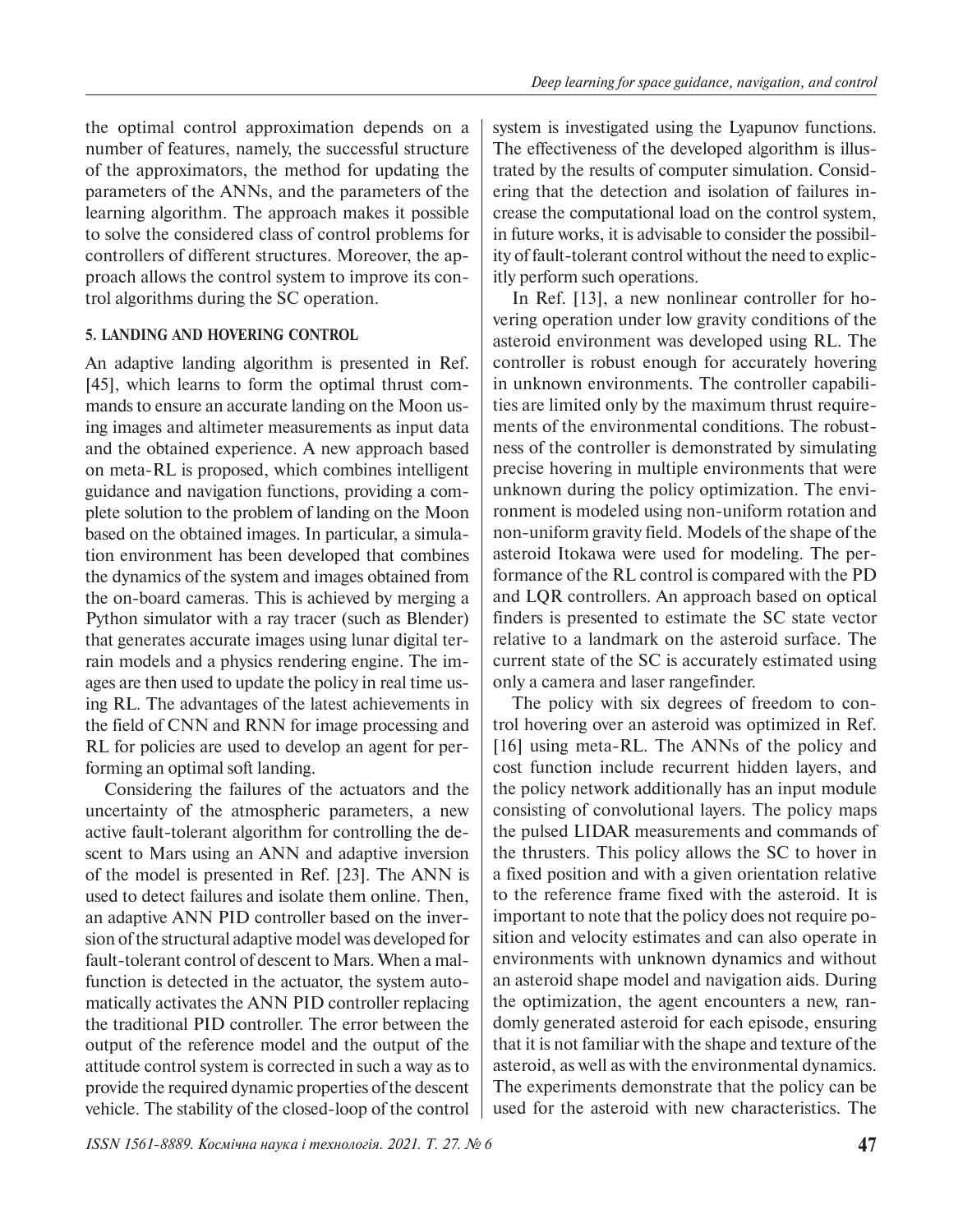the optimal control approximation depends on a number of features, namely, the successful structure of the approximators, the method for updating the parameters of the ANNs, and the parameters of the learning algorithm. The approach makes it possible to solve the considered class of control problems for controllers of different structures. Moreover, the approach allows the control system to improve its control algorithms during the SC operation.

## 5. LANDING AND HOVERING CONTROL

An adaptive landing algorithm is presented in Ref. [45], which learns to form the optimal thrust commands to ensure an accurate landing on the Moon using images and altimeter measurements as input data and the obtained experience. A new approach based on meta-RL is proposed, which combines intelligent guidance and navigation functions, providing a complete solution to the problem of landing on the Moon based on the obtained images. In particular, a simulation environment has been developed that combines the dynamics of the system and images obtained from the on-board cameras. This is achieved by merging a Python simulator with a ray tracer (such as Blender) that generates accurate images using lunar digital terrain models and a physics rendering engine. The images are then used to update the policy in real time using RL. The advantages of the latest achievements in the field of CNN and RNN for image processing and RL for policies are used to develop an agent for performing an optimal soft landing.

Considering the failures of the actuators and the uncertainty of the atmospheric parameters, a new active fault-tolerant algorithm for controlling the descent to Mars using an ANN and adaptive inversion of the model is presented in Ref. [23]. The ANN is used to detect failures and isolate them online. Then, an adaptive ANN PID controller based on the inversion of the structural adaptive model was developed for fault-tolerant control of descent to Mars. When a malfunction is detected in the actuator, the system automatically activates the ANN PID controller replacing the traditional PID controller. The error between the output of the reference model and the output of the attitude control system is corrected in such a way as to provide the required dynamic properties of the descent vehicle. The stability of the closed-loop of the control system is investigated using the Lyapunov functions. The effectiveness of the developed algorithm is illustrated by the results of computer simulation. Considering that the detection and isolation of failures increase the computational load on the control system, in future works, it is advisable to consider the possibility of fault-tolerant control without the need to explicitly perform such operations.

In Ref. [13], a new nonlinear controller for hovering operation under low gravity conditions of the asteroid environment was developed using RL. The controller is robust enough for accurately hovering in unknown environments. The controller capabilities are limited only by the maximum thrust requirements of the environmental conditions. The robustness of the controller is demonstrated by simulating precise hovering in multiple environments that were unknown during the policy optimization. The environment is modeled using non-uniform rotation and non-uniform gravity field. Models of the shape of the asteroid Itokawa were used for modeling. The performance of the RL control is compared with the PD and LQR controllers. An approach based on optical finders is presented to estimate the SC state vector relative to a landmark on the asteroid surface. The current state of the SC is accurately estimated using only a camera and laser rangefinder.

The policy with six degrees of freedom to control hovering over an asteroid was optimized in Ref. [16] using meta-RL. The ANNs of the policy and cost function include recurrent hidden layers, and the policy network additionally has an input module consisting of convolutional layers. The policy maps the pulsed LIDAR measurements and commands of the thrusters. This policy allows the SC to hover in a fixed position and with a given orientation relative to the reference frame fixed with the asteroid. It is important to note that the policy does not require position and velocity estimates and can also operate in environments with unknown dynamics and without an asteroid shape model and navigation aids. During the optimization, the agent encounters a new, randomly generated asteroid for each episode, ensuring that it is not familiar with the shape and texture of the asteroid, as well as with the environmental dynamics. The experiments demonstrate that the policy can be used for the asteroid with new characteristics. The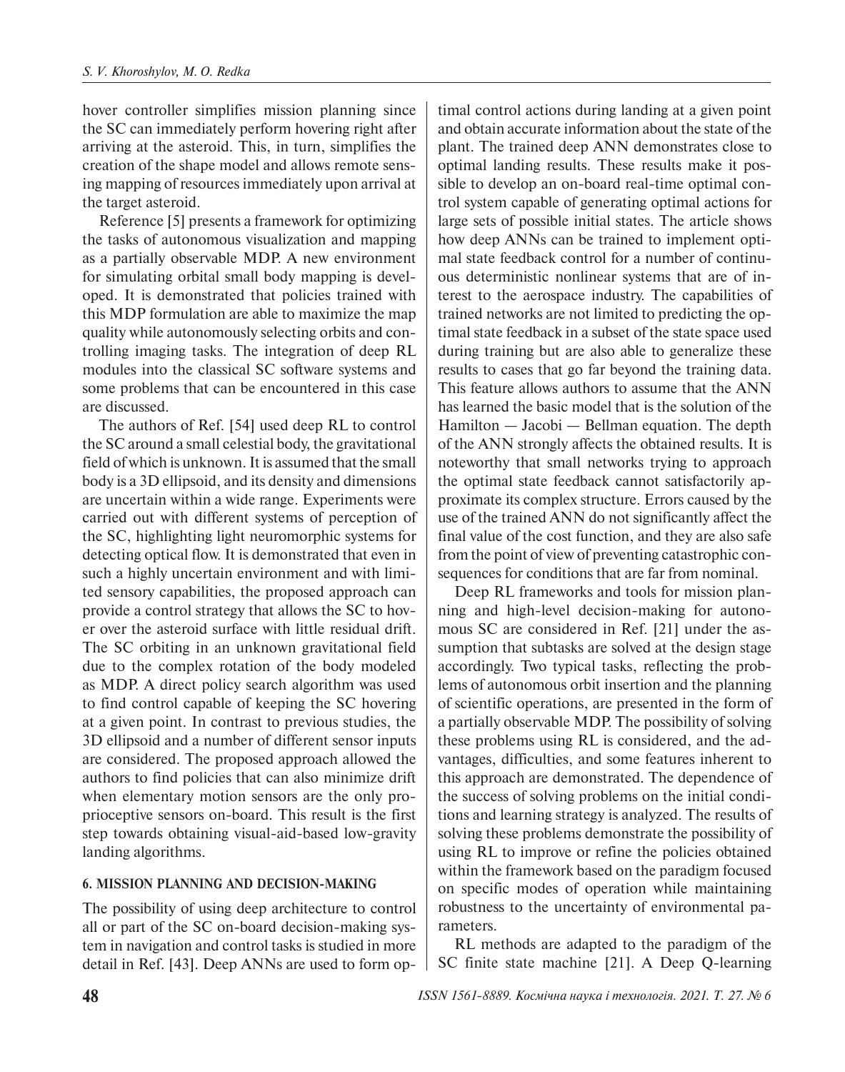hover controller simplifies mission planning since the SC can immediately perform hovering right after arriving at the asteroid. This, in turn, simplifies the creation of the shape model and allows remote sensing mapping of resources immediately upon arrival at the target asteroid.

Reference [5] presents a framework for optimizing the tasks of autonomous visualization and mapping as a partially observable MDP. A new environment for simulating orbital small body mapping is developed. It is demonstrated that policies trained with this MDP formulation are able to maximize the map quality while autonomously selecting orbits and controlling imaging tasks. The integration of deep RL modules into the classical SC software systems and some problems that can be encountered in this case are discussed.

The authors of Ref. [54] used deep RL to control the SC around a small celestial body, the gravitational field of which is unknown. It is assumed that the small body is a 3D ellipsoid, and its density and dimensions are uncertain within a wide range. Experiments were carried out with different systems of perception of the SC, highlighting light neuromorphic systems for detecting optical flow. It is demonstrated that even in such a highly uncertain environment and with limited sensory capabilities, the proposed approach can provide a control strategy that allows the SC to hover over the asteroid surface with little residual drift. The SC orbiting in an unknown gravitational field due to the complex rotation of the body modeled as MDP. A direct policy search algorithm was used to find control capable of keeping the SC hovering at a given point. In contrast to previous studies, the 3D ellipsoid and a number of different sensor inputs are considered. The proposed approach allowed the authors to find policies that can also minimize drift when elementary motion sensors are the only proprioceptive sensors on-board. This result is the first step towards obtaining visual-aid-based low-gravity landing algorithms.

## 6. MISSION PLANNING AND DECISION-MAKING

The possibility of using deep architecture to control all or part of the SC on-board decision-making system in navigation and control tasks is studied in more detail in Ref. [43]. Deep ANNs are used to form optimal control actions during landing at a given point and obtain accurate information about the state of the plant. The trained deep ANN demonstrates close to optimal landing results. These results make it possible to develop an on-board real-time optimal control system capable of generating optimal actions for large sets of possible initial states. The article shows how deep ANNs can be trained to implement optimal state feedback control for a number of continuous deterministic nonlinear systems that are of interest to the aerospace industry. The capabilities of trained networks are not limited to predicting the optimal state feedback in a subset of the state space used during training but are also able to generalize these results to cases that go far beyond the training data. This feature allows authors to assume that the ANN has learned the basic model that is the solution of the Hamilton — Jacobi — Bellman equation. The depth of the ANN strongly affects the obtained results. It is noteworthy that small networks trying to approach the optimal state feedback cannot satisfactorily approximate its complex structure. Errors caused by the use of the trained ANN do not significantly affect the final value of the cost function, and they are also safe from the point of view of preventing catastrophic consequences for conditions that are far from nominal.

Deep RL frameworks and tools for mission planning and high-level decision-making for autonomous SC are considered in Ref. [21] under the assumption that subtasks are solved at the design stage accordingly. Two typical tasks, reflecting the problems of autonomous orbit insertion and the planning of scientific operations, are presented in the form of a partially observable MDP. The possibility of solving these problems using RL is considered, and the advantages, difficulties, and some features inherent to this approach are demonstrated. The dependence of the success of solving problems on the initial conditions and learning strategy is analyzed. The results of solving these problems demonstrate the possibility of using RL to improve or refine the policies obtained within the framework based on the paradigm focused on specific modes of operation while maintaining robustness to the uncertainty of environmental parameters.

RL methods are adapted to the paradigm of the SC finite state machine [21]. A Deep Q-learning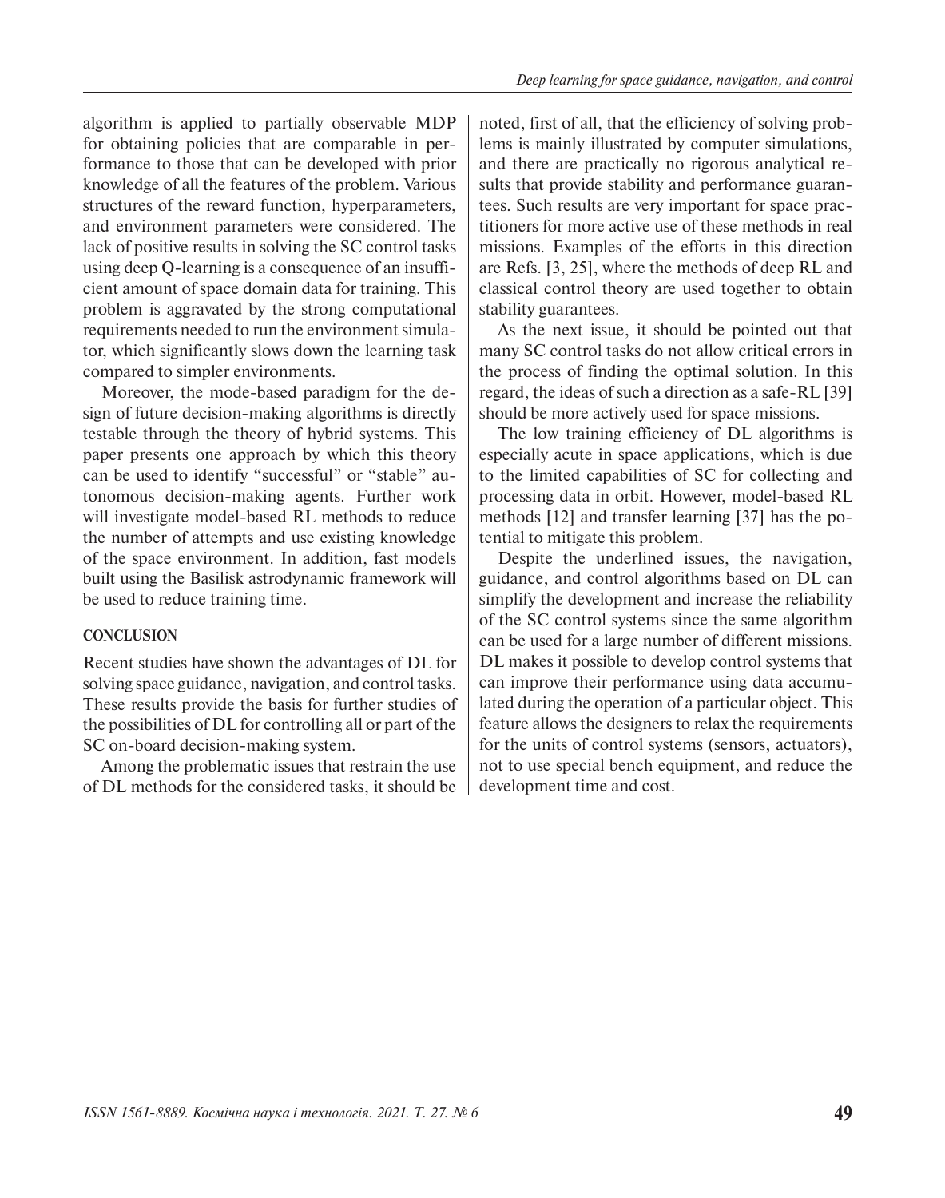algorithm is applied to partially observable MDP for obtaining policies that are comparable in performance to those that can be developed with prior knowledge of all the features of the problem. Various structures of the reward function, hyperparameters, and environment parameters were considered. The lack of positive results in solving the SC control tasks using deep Q-learning is a consequence of an insufficient amount of space domain data for training. This problem is aggravated by the strong computational requirements needed to run the environment simulator, which significantly slows down the learning task compared to simpler environments.

Moreover, the mode-based paradigm for the design of future decision-making algorithms is directly testable through the theory of hybrid systems. This paper presents one approach by which this theory can be used to identify "successful" or "stable" autonomous decision-making agents. Further work will investigate model-based RL methods to reduce the number of attempts and use existing knowledge of the space environment. In addition, fast models built using the Basilisk astrodynamic framework will be used to reduce training time.

## CONCLUSION

Recent studies have shown the advantages of DL for solving space guidance, navigation, and control tasks. These results provide the basis for further studies of the possibilities of DL for controlling all or part of the SC on-board decision-making system.

Among the problematic issues that restrain the use of DL methods for the considered tasks, it should be noted, first of all, that the efficiency of solving problems is mainly illustrated by computer simulations, and there are practically no rigorous analytical results that provide stability and performance guarantees. Such results are very important for space practitioners for more active use of these methods in real missions. Examples of the efforts in this direction are Refs. [3, 25], where the methods of deep RL and classical control theory are used together to obtain stability guarantees.

As the next issue, it should be pointed out that many SC control tasks do not allow critical errors in the process of finding the optimal solution. In this regard, the ideas of such a direction as a safe-RL [39] should be more actively used for space missions.

The low training efficiency of DL algorithms is especially acute in space applications, which is due to the limited capabilities of SC for collecting and processing data in orbit. However, model-based RL methods [12] and transfer learning [37] has the potential to mitigate this problem.

Despite the underlined issues, the navigation, guidance, and control algorithms based on DL can simplify the development and increase the reliability of the SC control systems since the same algorithm can be used for a large number of different missions. DL makes it possible to develop control systems that can improve their performance using data accumulated during the operation of a particular object. This feature allows the designers to relax the requirements for the units of control systems (sensors, actuators), not to use special bench equipment, and reduce the development time and cost.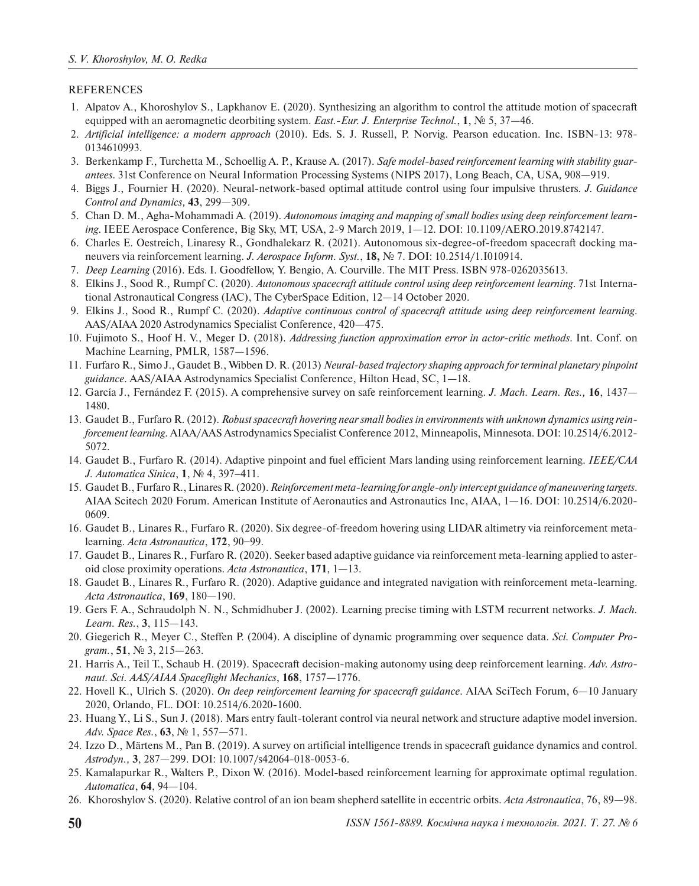REFERENCES

1. Alpatov A., Khoroshylov S., Lapkhanov E. (2020). Synthesizing an algorithm to control the attitude motion of spacecraft equipped with an aeromagnetic deorbiting system. *East.-Eur. J. Enterprise Technol.*, **1**, № 5, 37—46.
2. *Artificial intelligence: a modern approach* (2010). Eds. S. J. Russell, P. Norvig. Pearson education. Inc. ISBN-13: 978-0134610993.
3. Berkenkamp F., Turchetta M., Schoellig A. P., Krause A. (2017). *Safe model-based reinforcement learning with stability guarantees*. 31st Conference on Neural Information Processing Systems (NIPS 2017), Long Beach, CA, USA, 908—919.
4. Biggs J., Fournier H. (2020). Neural-network-based optimal attitude control using four impulsive thrusters. *J. Guidance Control and Dynamics*, **43**, 299—309.
5. Chan D. M., Agha-Mohammadi A. (2019). *Autonomous imaging and mapping of small bodies using deep reinforcement learning*. IEEE Aerospace Conference, Big Sky, MT, USA, 2-9 March 2019, 1—12. DOI: 10.1109/AERO.2019.8742147.
6. Charles E. Oestreich, Linaresy R., Gondhalekarz R. (2021). Autonomous six-degree-of-freedom spacecraft docking maneuvers via reinforcement learning. *J. Aerospace Inform. Syst.*, **18,** № 7. DOI: 10.2514/1.I010914.
7. *Deep Learning* (2016). Eds. I. Goodfellow, Y. Bengio, A. Courville. The MIT Press. ISBN 978-0262035613.
8. Elkins J., Sood R., Rumpf C. (2020). *Autonomous spacecraft attitude control using deep reinforcement learning*. 71st International Astronautical Congress (IAC), The CyberSpace Edition, 12—14 October 2020.
9. Elkins J., Sood R., Rumpf C. (2020). *Adaptive continuous control of spacecraft attitude using deep reinforcement learning*. AAS/AIAA 2020 Astrodynamics Specialist Conference, 420—475.
10. Fujimoto S., Hoof H. V., Meger D. (2018). *Addressing function approximation error in actor-critic methods*. Int. Conf. on Machine Learning, PMLR, 1587—1596.
11. Furfaro R., Simo J., Gaudet B., Wibben D. R. (2013) *Neural-based trajectory shaping approach for terminal planetary pinpoint guidance*. AAS/AIAA Astrodynamics Specialist Conference, Hilton Head, SC, 1—18.
12. García J., Fernández F. (2015). A comprehensive survey on safe reinforcement learning. *J. Mach. Learn. Res.,* **16**, 1437—1480.
13. Gaudet B., Furfaro R. (2012). *Robust spacecraft hovering near small bodies in environments with unknown dynamics using reinforcement learning*. AIAA/AAS Astrodynamics Specialist Conference 2012, Minneapolis, Minnesota. DOI: 10.2514/6.2012-5072.
14. Gaudet B., Furfaro R. (2014). Adaptive pinpoint and fuel efficient Mars landing using reinforcement learning. *IEEE/CAA J. Automatica Sinica*, **1**, № 4, 397–411.
15. Gaudet B., Furfaro R., Linares R. (2020). *Reinforcement meta-learning for angle-only intercept guidance of maneuvering targets*. AIAA Scitech 2020 Forum. American Institute of Aeronautics and Astronautics Inc, AIAA, 1—16. DOI: 10.2514/6.2020-0609.
16. Gaudet B., Linares R., Furfaro R. (2020). Six degree-of-freedom hovering using LIDAR altimetry via reinforcement meta-learning. *Acta Astronautica*, **172**, 90–99.
17. Gaudet B., Linares R., Furfaro R. (2020). Seeker based adaptive guidance via reinforcement meta-learning applied to asteroid close proximity operations. *Acta Astronautica*, **171**, 1—13.
18. Gaudet B., Linares R., Furfaro R. (2020). Adaptive guidance and integrated navigation with reinforcement meta-learning. *Acta Astronautica*, **169**, 180—190.
19. Gers F. A., Schraudolph N. N., Schmidhuber J. (2002). Learning precise timing with LSTM recurrent networks. *J. Mach. Learn. Res.*, **3**, 115—143.
20. Giegerich R., Meyer C., Steffen P. (2004). A discipline of dynamic programming over sequence data. *Sci. Computer Program.*, **51**, № 3, 215—263.
21. Harris A., Teil T., Schaub H. (2019). Spacecraft decision-making autonomy using deep reinforcement learning. *Adv. Astronaut. Sci. AAS/AIAA Spaceflight Mechanics*, **168**, 1757—1776.
22. Hovell K., Ulrich S. (2020). *On deep reinforcement learning for spacecraft guidance*. AIAA SciTech Forum, 6—10 January 2020, Orlando, FL. DOI: 10.2514/6.2020-1600.
23. Huang Y., Li S., Sun J. (2018). Mars entry fault-tolerant control via neural network and structure adaptive model inversion. *Adv. Space Res.*, **63**, № 1, 557—571.
24. Izzo D., Märtens M., Pan B. (2019). A survey on artificial intelligence trends in spacecraft guidance dynamics and control. *Astrodyn.,* **3**, 287—299. DOI: 10.1007/s42064-018-0053-6.
25. Kamalapurkar R., Walters P., Dixon W. (2016). Model-based reinforcement learning for approximate optimal regulation. *Automatica*, **64**, 94—104.
26. Khoroshylov S. (2020). Relative control of an ion beam shepherd satellite in eccentric orbits. *Acta Astronautica*, 76, 89—98.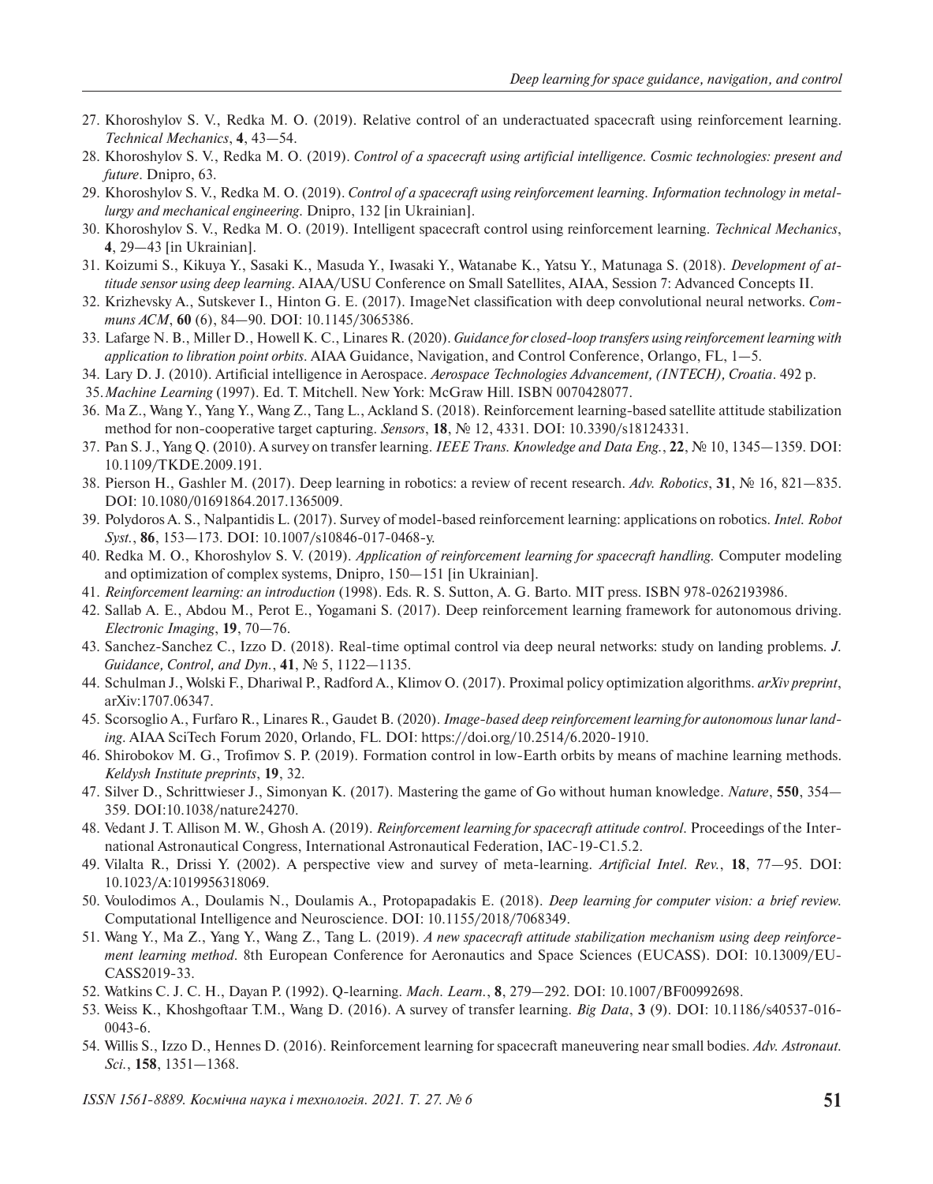27. Khoroshylov S. V., Redka M. O. (2019). Relative control of an underactuated spacecraft using reinforcement learning. *Technical Mechanics*, **4**, 43—54.
28. Khoroshylov S. V., Redka M. O. (2019). *Control of a spacecraft using artificial intelligence. Cosmic technologies: present and future*. Dnipro, 63.
29. Khoroshylov S. V., Redka M. O. (2019). *Control of a spacecraft using reinforcement learning. Information technology in metallurgy and mechanical engineering*. Dnipro, 132 [in Ukrainian].
30. Khoroshylov S. V., Redka M. O. (2019). Intelligent spacecraft control using reinforcement learning. *Technical Mechanics*, **4**, 29—43 [in Ukrainian].
31. Koizumi S., Kikuya Y., Sasaki K., Masuda Y., Iwasaki Y., Watanabe K., Yatsu Y., Matunaga S. (2018). *Development of attitude sensor using deep learning*. AIAA/USU Conference on Small Satellites, AIAA, Session 7: Advanced Concepts II.
32. Krizhevsky A., Sutskever I., Hinton G. E. (2017). ImageNet classification with deep convolutional neural networks. *Commun ACM*, **60** (6), 84—90. DOI: 10.1145/3065386.
33. Lafarge N. B., Miller D., Howell K. C., Linares R. (2020). *Guidance for closed-loop transfers using reinforcement learning with application to libration point orbits*. AIAA Guidance, Navigation, and Control Conference, Orlango, FL, 1—5.
34. Lary D. J. (2010). Artificial intelligence in Aerospace. *Aerospace Technologies Advancement, (INTECH), Croatia*. 492 p.
35. *Machine Learning* (1997). Ed. T. Mitchell. New York: McGraw Hill. ISBN 0070428077.
36. Ma Z., Wang Y., Yang Y., Wang Z., Tang L., Ackland S. (2018). Reinforcement learning-based satellite attitude stabilization method for non-cooperative target capturing. *Sensors*, **18**, № 12, 4331. DOI: 10.3390/s18124331.
37. Pan S. J., Yang Q. (2010). A survey on transfer learning. *IEEE Trans. Knowledge and Data Eng.*, **22**, № 10, 1345—1359. DOI: 10.1109/TKDE.2009.191.
38. Pierson H., Gashler M. (2017). Deep learning in robotics: a review of recent research. *Adv. Robotics*, **31**, № 16, 821—835. DOI: 10.1080/01691864.2017.1365009.
39. Polydoros A. S., Nalpantidis L. (2017). Survey of model-based reinforcement learning: applications on robotics. *Intel. Robot Syst.*, **86**, 153—173. DOI: 10.1007/s10846-017-0468-y.
40. Redka M. O., Khoroshylov S. V. (2019). *Application of reinforcement learning for spacecraft handling.* Computer modeling and optimization of complex systems, Dnipro, 150—151 [in Ukrainian].
41. *Reinforcement learning: an introduction* (1998). Eds. R. S. Sutton, A. G. Barto. MIT press. ISBN 978-0262193986.
42. Sallab A. E., Abdou M., Perot E., Yogamani S. (2017). Deep reinforcement learning framework for autonomous driving. *Electronic Imaging*, **19**, 70—76.
43. Sanchez-Sanchez C., Izzo D. (2018). Real-time optimal control via deep neural networks: study on landing problems. *J. Guidance, Control, and Dyn.*, **41**, № 5, 1122—1135.
44. Schulman J., Wolski F., Dhariwal P., Radford A., Klimov O. (2017). Proximal policy optimization algorithms. *arXiv preprint*, arXiv:1707.06347.
45. Scorsoglio A., Furfaro R., Linares R., Gaudet B. (2020). *Image-based deep reinforcement learning for autonomous lunar landing*. AIAA SciTech Forum 2020, Orlando, FL. DOI: https://doi.org/10.2514/6.2020-1910.
46. Shirobokov M. G., Trofimov S. P. (2019). Formation control in low-Earth orbits by means of machine learning methods. *Keldysh Institute preprints*, **19**, 32.
47. Silver D., Schrittwieser J., Simonyan K. (2017). Mastering the game of Go without human knowledge. *Nature*, **550**, 354—359. DOI:10.1038/nature24270.
48. Vedant J. T. Allison M. W., Ghosh A. (2019). *Reinforcement learning for spacecraft attitude control*. Proceedings of the International Astronautical Congress, International Astronautical Federation, IAC-19-C1.5.2.
49. Vilalta R., Drissi Y. (2002). A perspective view and survey of meta-learning. *Artificial Intel. Rev.*, **18**, 77—95. DOI: 10.1023/A:1019956318069.
50. Voulodimos A., Doulamis N., Doulamis A., Protopapadakis E. (2018). *Deep learning for computer vision: a brief review.* Computational Intelligence and Neuroscience. DOI: 10.1155/2018/7068349.
51. Wang Y., Ma Z., Yang Y., Wang Z., Tang L. (2019). *A new spacecraft attitude stabilization mechanism using deep reinforcement learning method*. 8th European Conference for Aeronautics and Space Sciences (EUCASS). DOI: 10.13009/EUCASS2019-33.
52. Watkins C. J. C. H., Dayan P. (1992). Q-learning. *Mach. Learn.*, **8**, 279—292. DOI: 10.1007/BF00992698.
53. Weiss K., Khoshgoftaar T.M., Wang D. (2016). A survey of transfer learning. *Big Data*, **3** (9). DOI: 10.1186/s40537-016-0043-6.
54. Willis S., Izzo D., Hennes D. (2016). Reinforcement learning for spacecraft maneuvering near small bodies. *Adv. Astronaut. Sci.*, **158**, 1351—1368.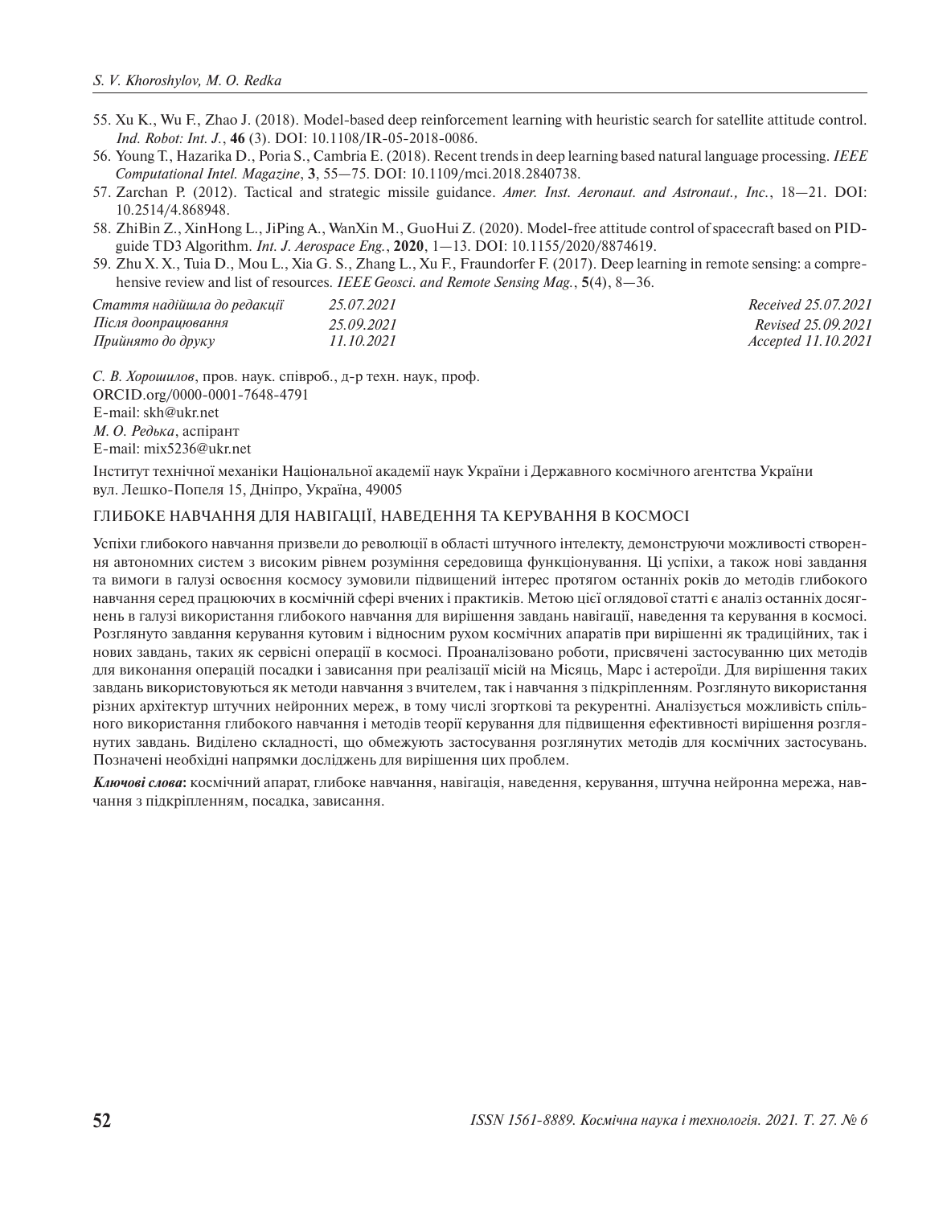55. Xu K., Wu F., Zhao J. (2018). Model-based deep reinforcement learning with heuristic search for satellite attitude control. *Ind. Robot: Int. J.*, **46** (3). DOI: 10.1108/IR-05-2018-0086.
56. Young T., Hazarika D., Poria S., Cambria E. (2018). Recent trends in deep learning based natural language processing. *IEEE Computational Intel. Magazine*, **3**, 55—75. DOI: 10.1109/mci.2018.2840738.
57. Zarchan P. (2012). Tactical and strategic missile guidance. *Amer. Inst. Aeronaut. and Astronaut., Inc.*, 18—21. DOI: 10.2514/4.868948.
58. ZhiBin Z., XinHong L., JiPing A., WanXin M., GuoHui Z. (2020). Model-free attitude control of spacecraft based on PID-guide TD3 Algorithm. *Int. J. Aerospace Eng.*, **2020**, 1—13. DOI: 10.1155/2020/8874619.
59. Zhu X. X., Tuia D., Mou L., Xia G. S., Zhang L., Xu F., Fraundorfer F. (2017). Deep learning in remote sensing: a comprehensive review and list of resources. *IEEE Geosci. and Remote Sensing Mag.*, **5**(4), 8—36.

| | | |
|---|---|---|
| *Стаття надійшла до редакції* | *25.07.2021* | *Received 25.07.2021* |
| *Після доопрацювання* | *25.09.2021* | *Revised 25.09.2021* |
| *Прийнято до друку* | *11.10.2021* | *Accepted 11.10.2021* |

*С. В. Хорошилов*, пров. наук. співроб., д-р техн. наук, проф.
ORCID.org/0000-0001-7648-4791
E-mail: skh@ukr.net
*М. О. Редька*, аспірант
E-mail: mix5236@ukr.net

Інститут технічної механіки Національної академії наук України і Державного космічного агентства України
вул. Лешко-Попеля 15, Дніпро, Україна, 49005

## ГЛИБОКЕ НАВЧАННЯ ДЛЯ НАВІГАЦІЇ, НАВЕДЕННЯ ТА КЕРУВАННЯ В КОСМОСІ

Успіхи глибокого навчання призвели до революції в області штучного інтелекту, демонструючи можливості створення автономних систем з високим рівнем розуміння середовища функціонування. Ці успіхи, а також нові завдання та вимоги в галузі освоєння космосу зумовили підвищений інтерес протягом останніх років до методів глибокого навчання серед працюючих в космічній сфері вчених і практиків. Метою цієї оглядової статті є аналіз останніх досягнень в галузі використання глибокого навчання для вирішення завдань навігації, наведення та керування в космосі. Розглянуто завдання керування кутовим і відносним рухом космічних апаратів при вирішенні як традиційних, так і нових завдань, таких як сервісні операції в космосі. Проаналізовано роботи, присвячені застосуванню цих методів для виконання операцій посадки і зависання при реалізації місій на Місяць, Марс і астероїди. Для вирішення таких завдань використовуються як методи навчання з вчителем, так і навчання з підкріпленням. Розглянуто використання різних архітектур штучних нейронних мереж, в тому числі згорткові та рекурентні. Аналізується можливість спільного використання глибокого навчання і методів теорії керування для підвищення ефективності вирішення розглянутих завдань. Виділено складності, що обмежують застосування розглянутих методів для космічних застосувань. Позначені необхідні напрямки досліджень для вирішення цих проблем.

***Ключові слова*:** космічний апарат, глибоке навчання, навігація, наведення, керування, штучна нейронна мережа, навчання з підкріпленням, посадка, зависання.